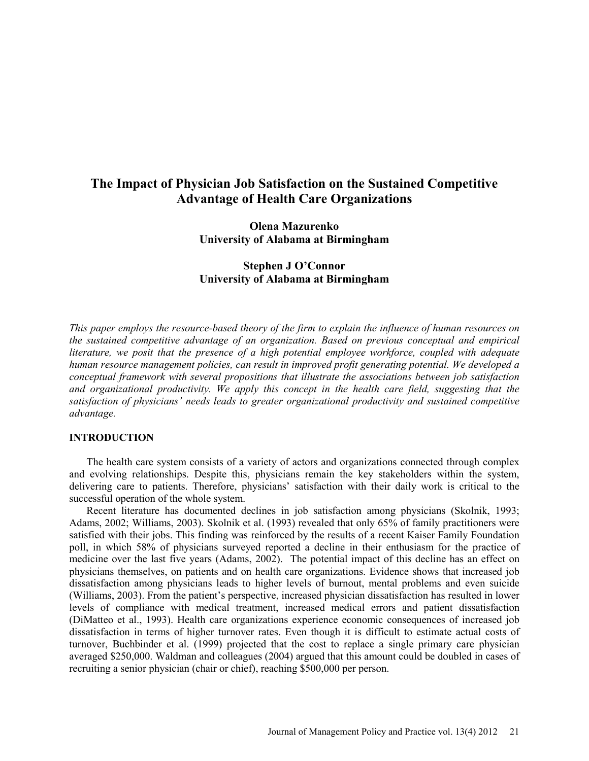# The Impact of Physician Job Satisfaction on the Sustained Competitive Advantage of Health Care Organizations

**Olena Mazurenko**
**University of Alabama at Birmingham**

**Stephen J O'Connor**
**University of Alabama at Birmingham**

*This paper employs the resource-based theory of the firm to explain the influence of human resources on the sustained competitive advantage of an organization. Based on previous conceptual and empirical literature, we posit that the presence of a high potential employee workforce, coupled with adequate human resource management policies, can result in improved profit generating potential. We developed a conceptual framework with several propositions that illustrate the associations between job satisfaction and organizational productivity. We apply this concept in the health care field, suggesting that the satisfaction of physicians' needs leads to greater organizational productivity and sustained competitive advantage.*

## INTRODUCTION

The health care system consists of a variety of actors and organizations connected through complex and evolving relationships. Despite this, physicians remain the key stakeholders within the system, delivering care to patients. Therefore, physicians' satisfaction with their daily work is critical to the successful operation of the whole system.

Recent literature has documented declines in job satisfaction among physicians (Skolnik, 1993; Adams, 2002; Williams, 2003). Skolnik et al. (1993) revealed that only 65% of family practitioners were satisfied with their jobs. This finding was reinforced by the results of a recent Kaiser Family Foundation poll, in which 58% of physicians surveyed reported a decline in their enthusiasm for the practice of medicine over the last five years (Adams, 2002). The potential impact of this decline has an effect on physicians themselves, on patients and on health care organizations. Evidence shows that increased job dissatisfaction among physicians leads to higher levels of burnout, mental problems and even suicide (Williams, 2003). From the patient's perspective, increased physician dissatisfaction has resulted in lower levels of compliance with medical treatment, increased medical errors and patient dissatisfaction (DiMatteo et al., 1993). Health care organizations experience economic consequences of increased job dissatisfaction in terms of higher turnover rates. Even though it is difficult to estimate actual costs of turnover, Buchbinder et al. (1999) projected that the cost to replace a single primary care physician averaged $250,000. Waldman and colleagues (2004) argued that this amount could be doubled in cases of recruiting a senior physician (chair or chief), reaching $500,000 per person.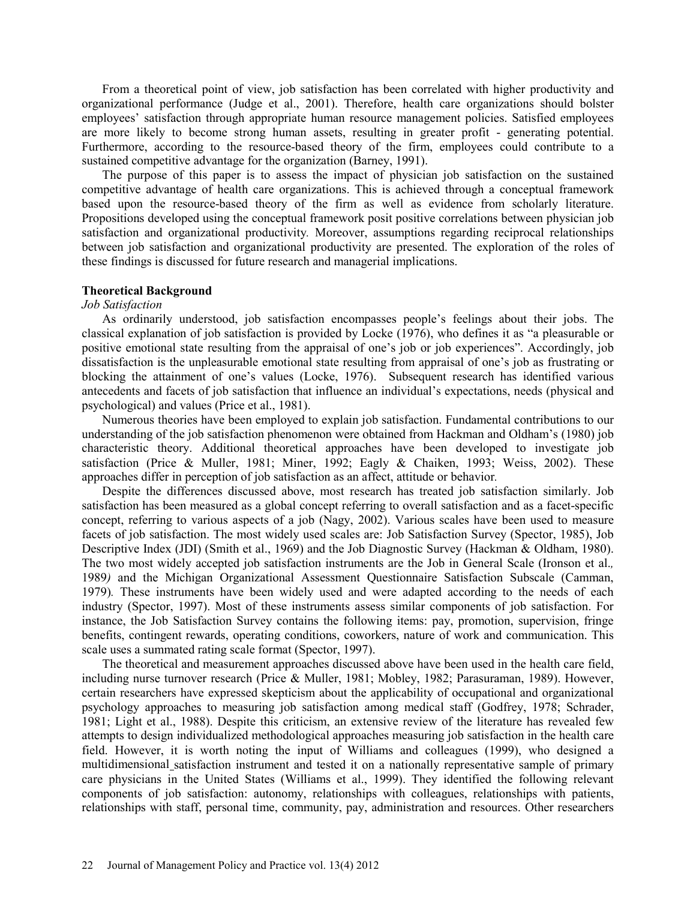From a theoretical point of view, job satisfaction has been correlated with higher productivity and organizational performance (Judge et al., 2001). Therefore, health care organizations should bolster employees' satisfaction through appropriate human resource management policies. Satisfied employees are more likely to become strong human assets, resulting in greater profit - generating potential. Furthermore, according to the resource-based theory of the firm, employees could contribute to a sustained competitive advantage for the organization (Barney, 1991).

The purpose of this paper is to assess the impact of physician job satisfaction on the sustained competitive advantage of health care organizations. This is achieved through a conceptual framework based upon the resource-based theory of the firm as well as evidence from scholarly literature. Propositions developed using the conceptual framework posit positive correlations between physician job satisfaction and organizational productivity. Moreover, assumptions regarding reciprocal relationships between job satisfaction and organizational productivity are presented. The exploration of the roles of these findings is discussed for future research and managerial implications.

## Theoretical Background

### *Job Satisfaction*

As ordinarily understood, job satisfaction encompasses people's feelings about their jobs. The classical explanation of job satisfaction is provided by Locke (1976), who defines it as "a pleasurable or positive emotional state resulting from the appraisal of one's job or job experiences". Accordingly, job dissatisfaction is the unpleasurable emotional state resulting from appraisal of one's job as frustrating or blocking the attainment of one's values (Locke, 1976). Subsequent research has identified various antecedents and facets of job satisfaction that influence an individual's expectations, needs (physical and psychological) and values (Price et al., 1981).

Numerous theories have been employed to explain job satisfaction. Fundamental contributions to our understanding of the job satisfaction phenomenon were obtained from Hackman and Oldham's (1980) job characteristic theory. Additional theoretical approaches have been developed to investigate job satisfaction (Price & Muller, 1981; Miner, 1992; Eagly & Chaiken, 1993; Weiss, 2002). These approaches differ in perception of job satisfaction as an affect, attitude or behavior.

Despite the differences discussed above, most research has treated job satisfaction similarly. Job satisfaction has been measured as a global concept referring to overall satisfaction and as a facet-specific concept, referring to various aspects of a job (Nagy, 2002). Various scales have been used to measure facets of job satisfaction. The most widely used scales are: Job Satisfaction Survey (Spector, 1985), Job Descriptive Index (JDI) (Smith et al., 1969) and the Job Diagnostic Survey (Hackman & Oldham, 1980). The two most widely accepted job satisfaction instruments are the Job in General Scale (Ironson et al*., 1989)* and the Michigan Organizational Assessment Questionnaire Satisfaction Subscale (Camman, 1979)*.* These instruments have been widely used and were adapted according to the needs of each industry (Spector, 1997). Most of these instruments assess similar components of job satisfaction. For instance, the Job Satisfaction Survey contains the following items: pay, promotion, supervision, fringe benefits, contingent rewards, operating conditions, coworkers, nature of work and communication. This scale uses a summated rating scale format (Spector, 1997).

The theoretical and measurement approaches discussed above have been used in the health care field, including nurse turnover research (Price & Muller, 1981; Mobley, 1982; Parasuraman, 1989). However, certain researchers have expressed skepticism about the applicability of occupational and organizational psychology approaches to measuring job satisfaction among medical staff (Godfrey, 1978; Schrader, 1981; Light et al., 1988). Despite this criticism, an extensive review of the literature has revealed few attempts to design individualized methodological approaches measuring job satisfaction in the health care field. However, it is worth noting the input of Williams and colleagues (1999), who designed a multidimensional satisfaction instrument and tested it on a nationally representative sample of primary care physicians in the United States (Williams et al., 1999). They identified the following relevant components of job satisfaction: autonomy, relationships with colleagues, relationships with patients, relationships with staff, personal time, community, pay, administration and resources. Other researchers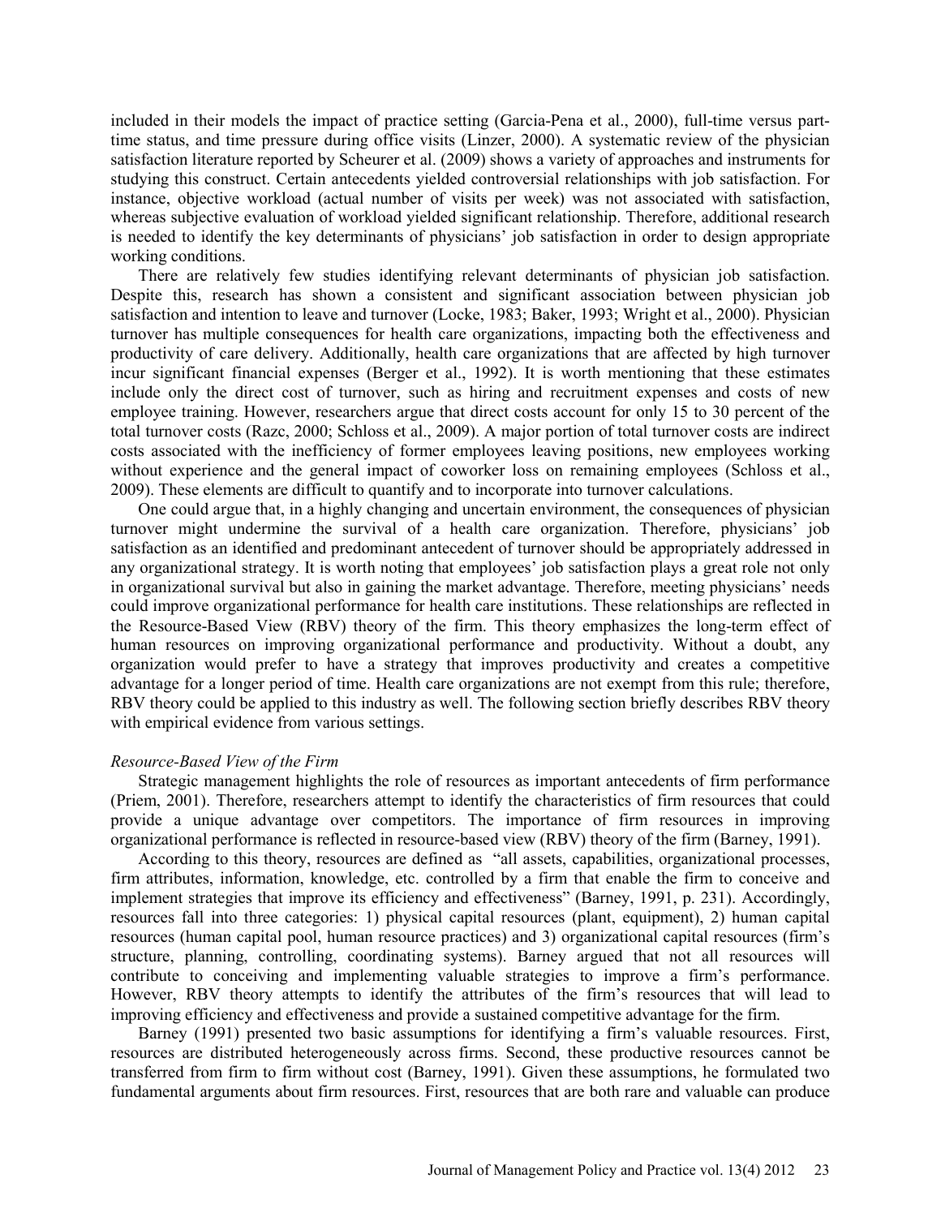included in their models the impact of practice setting (Garcia-Pena et al., 2000), full-time versus part-time status, and time pressure during office visits (Linzer, 2000). A systematic review of the physician satisfaction literature reported by Scheurer et al. (2009) shows a variety of approaches and instruments for studying this construct. Certain antecedents yielded controversial relationships with job satisfaction. For instance, objective workload (actual number of visits per week) was not associated with satisfaction, whereas subjective evaluation of workload yielded significant relationship. Therefore, additional research is needed to identify the key determinants of physicians' job satisfaction in order to design appropriate working conditions.

There are relatively few studies identifying relevant determinants of physician job satisfaction. Despite this, research has shown a consistent and significant association between physician job satisfaction and intention to leave and turnover (Locke, 1983; Baker, 1993; Wright et al., 2000). Physician turnover has multiple consequences for health care organizations, impacting both the effectiveness and productivity of care delivery. Additionally, health care organizations that are affected by high turnover incur significant financial expenses (Berger et al., 1992). It is worth mentioning that these estimates include only the direct cost of turnover, such as hiring and recruitment expenses and costs of new employee training. However, researchers argue that direct costs account for only 15 to 30 percent of the total turnover costs (Razc, 2000; Schloss et al., 2009). A major portion of total turnover costs are indirect costs associated with the inefficiency of former employees leaving positions, new employees working without experience and the general impact of coworker loss on remaining employees (Schloss et al., 2009). These elements are difficult to quantify and to incorporate into turnover calculations.

One could argue that, in a highly changing and uncertain environment, the consequences of physician turnover might undermine the survival of a health care organization. Therefore, physicians' job satisfaction as an identified and predominant antecedent of turnover should be appropriately addressed in any organizational strategy. It is worth noting that employees' job satisfaction plays a great role not only in organizational survival but also in gaining the market advantage. Therefore, meeting physicians' needs could improve organizational performance for health care institutions. These relationships are reflected in the Resource-Based View (RBV) theory of the firm. This theory emphasizes the long-term effect of human resources on improving organizational performance and productivity. Without a doubt, any organization would prefer to have a strategy that improves productivity and creates a competitive advantage for a longer period of time. Health care organizations are not exempt from this rule; therefore, RBV theory could be applied to this industry as well. The following section briefly describes RBV theory with empirical evidence from various settings.

### *Resource-Based View of the Firm*

Strategic management highlights the role of resources as important antecedents of firm performance (Priem, 2001). Therefore, researchers attempt to identify the characteristics of firm resources that could provide a unique advantage over competitors. The importance of firm resources in improving organizational performance is reflected in resource-based view (RBV) theory of the firm (Barney, 1991).

According to this theory, resources are defined as "all assets, capabilities, organizational processes, firm attributes, information, knowledge, etc. controlled by a firm that enable the firm to conceive and implement strategies that improve its efficiency and effectiveness" (Barney, 1991, p. 231). Accordingly, resources fall into three categories: 1) physical capital resources (plant, equipment), 2) human capital resources (human capital pool, human resource practices) and 3) organizational capital resources (firm's structure, planning, controlling, coordinating systems). Barney argued that not all resources will contribute to conceiving and implementing valuable strategies to improve a firm's performance. However, RBV theory attempts to identify the attributes of the firm's resources that will lead to improving efficiency and effectiveness and provide a sustained competitive advantage for the firm.

Barney (1991) presented two basic assumptions for identifying a firm's valuable resources. First, resources are distributed heterogeneously across firms. Second, these productive resources cannot be transferred from firm to firm without cost (Barney, 1991). Given these assumptions, he formulated two fundamental arguments about firm resources. First, resources that are both rare and valuable can produce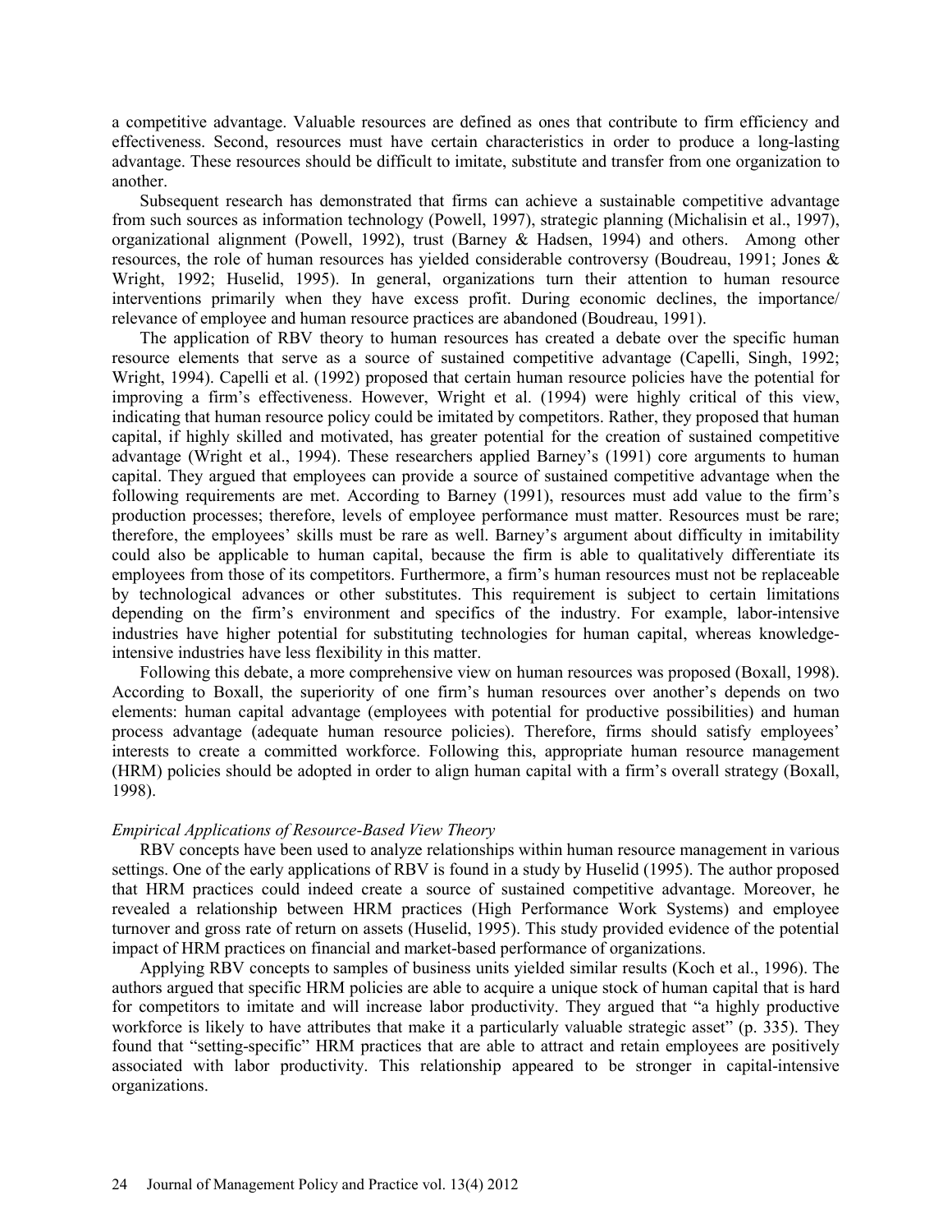a competitive advantage. Valuable resources are defined as ones that contribute to firm efficiency and effectiveness. Second, resources must have certain characteristics in order to produce a long-lasting advantage. These resources should be difficult to imitate, substitute and transfer from one organization to another.

Subsequent research has demonstrated that firms can achieve a sustainable competitive advantage from such sources as information technology (Powell, 1997), strategic planning (Michalisin et al., 1997), organizational alignment (Powell, 1992), trust (Barney & Hadsen, 1994) and others. Among other resources, the role of human resources has yielded considerable controversy (Boudreau, 1991; Jones & Wright, 1992; Huselid, 1995). In general, organizations turn their attention to human resource interventions primarily when they have excess profit. During economic declines, the importance/ relevance of employee and human resource practices are abandoned (Boudreau, 1991).

The application of RBV theory to human resources has created a debate over the specific human resource elements that serve as a source of sustained competitive advantage (Capelli, Singh, 1992; Wright, 1994). Capelli et al. (1992) proposed that certain human resource policies have the potential for improving a firm's effectiveness. However, Wright et al. (1994) were highly critical of this view, indicating that human resource policy could be imitated by competitors. Rather, they proposed that human capital, if highly skilled and motivated, has greater potential for the creation of sustained competitive advantage (Wright et al., 1994). These researchers applied Barney's (1991) core arguments to human capital. They argued that employees can provide a source of sustained competitive advantage when the following requirements are met. According to Barney (1991), resources must add value to the firm's production processes; therefore, levels of employee performance must matter. Resources must be rare; therefore, the employees' skills must be rare as well. Barney's argument about difficulty in imitability could also be applicable to human capital, because the firm is able to qualitatively differentiate its employees from those of its competitors. Furthermore, a firm's human resources must not be replaceable by technological advances or other substitutes. This requirement is subject to certain limitations depending on the firm's environment and specifics of the industry. For example, labor-intensive industries have higher potential for substituting technologies for human capital, whereas knowledge-intensive industries have less flexibility in this matter.

Following this debate, a more comprehensive view on human resources was proposed (Boxall, 1998). According to Boxall, the superiority of one firm's human resources over another's depends on two elements: human capital advantage (employees with potential for productive possibilities) and human process advantage (adequate human resource policies). Therefore, firms should satisfy employees' interests to create a committed workforce. Following this, appropriate human resource management (HRM) policies should be adopted in order to align human capital with a firm's overall strategy (Boxall, 1998).

### *Empirical Applications of Resource-Based View Theory*

RBV concepts have been used to analyze relationships within human resource management in various settings. One of the early applications of RBV is found in a study by Huselid (1995). The author proposed that HRM practices could indeed create a source of sustained competitive advantage. Moreover, he revealed a relationship between HRM practices (High Performance Work Systems) and employee turnover and gross rate of return on assets (Huselid, 1995). This study provided evidence of the potential impact of HRM practices on financial and market-based performance of organizations.

Applying RBV concepts to samples of business units yielded similar results (Koch et al., 1996). The authors argued that specific HRM policies are able to acquire a unique stock of human capital that is hard for competitors to imitate and will increase labor productivity. They argued that "a highly productive workforce is likely to have attributes that make it a particularly valuable strategic asset" (p. 335). They found that "setting-specific" HRM practices that are able to attract and retain employees are positively associated with labor productivity. This relationship appeared to be stronger in capital-intensive organizations.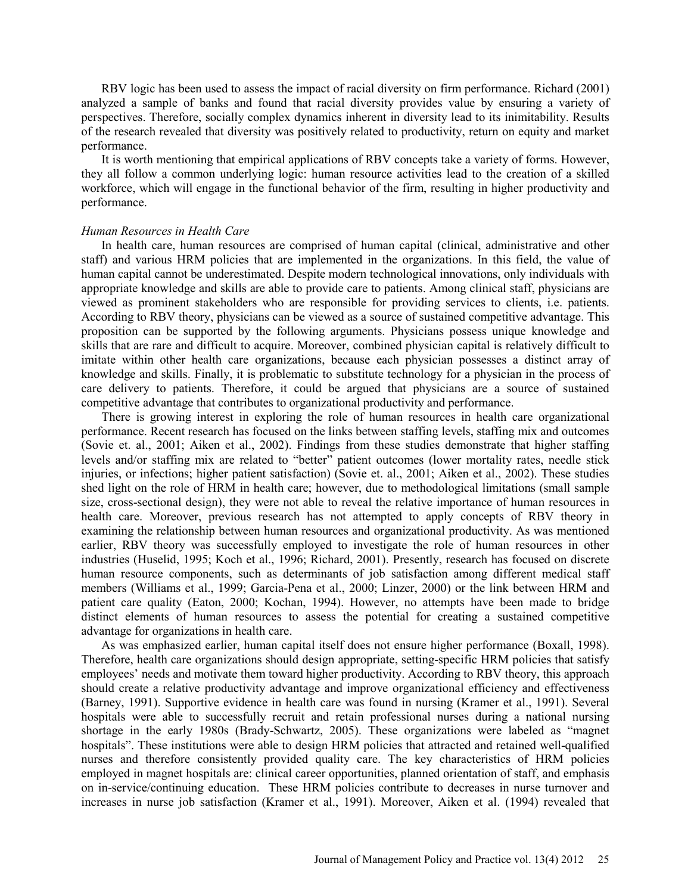RBV logic has been used to assess the impact of racial diversity on firm performance. Richard (2001) analyzed a sample of banks and found that racial diversity provides value by ensuring a variety of perspectives. Therefore, socially complex dynamics inherent in diversity lead to its inimitability. Results of the research revealed that diversity was positively related to productivity, return on equity and market performance.

It is worth mentioning that empirical applications of RBV concepts take a variety of forms. However, they all follow a common underlying logic: human resource activities lead to the creation of a skilled workforce, which will engage in the functional behavior of the firm, resulting in higher productivity and performance.

*Human Resources in Health Care*

In health care, human resources are comprised of human capital (clinical, administrative and other staff) and various HRM policies that are implemented in the organizations. In this field, the value of human capital cannot be underestimated. Despite modern technological innovations, only individuals with appropriate knowledge and skills are able to provide care to patients. Among clinical staff, physicians are viewed as prominent stakeholders who are responsible for providing services to clients, i.e. patients. According to RBV theory, physicians can be viewed as a source of sustained competitive advantage. This proposition can be supported by the following arguments. Physicians possess unique knowledge and skills that are rare and difficult to acquire. Moreover, combined physician capital is relatively difficult to imitate within other health care organizations, because each physician possesses a distinct array of knowledge and skills. Finally, it is problematic to substitute technology for a physician in the process of care delivery to patients. Therefore, it could be argued that physicians are a source of sustained competitive advantage that contributes to organizational productivity and performance.

There is growing interest in exploring the role of human resources in health care organizational performance. Recent research has focused on the links between staffing levels, staffing mix and outcomes (Sovie et. al., 2001; Aiken et al., 2002). Findings from these studies demonstrate that higher staffing levels and/or staffing mix are related to "better" patient outcomes (lower mortality rates, needle stick injuries, or infections; higher patient satisfaction) (Sovie et. al., 2001; Aiken et al., 2002). These studies shed light on the role of HRM in health care; however, due to methodological limitations (small sample size, cross-sectional design), they were not able to reveal the relative importance of human resources in health care. Moreover, previous research has not attempted to apply concepts of RBV theory in examining the relationship between human resources and organizational productivity. As was mentioned earlier, RBV theory was successfully employed to investigate the role of human resources in other industries (Huselid, 1995; Koch et al., 1996; Richard, 2001). Presently, research has focused on discrete human resource components, such as determinants of job satisfaction among different medical staff members (Williams et al., 1999; Garcia-Pena et al., 2000; Linzer, 2000) or the link between HRM and patient care quality (Eaton, 2000; Kochan, 1994). However, no attempts have been made to bridge distinct elements of human resources to assess the potential for creating a sustained competitive advantage for organizations in health care.

As was emphasized earlier, human capital itself does not ensure higher performance (Boxall, 1998). Therefore, health care organizations should design appropriate, setting-specific HRM policies that satisfy employees' needs and motivate them toward higher productivity. According to RBV theory, this approach should create a relative productivity advantage and improve organizational efficiency and effectiveness (Barney, 1991). Supportive evidence in health care was found in nursing (Kramer et al., 1991). Several hospitals were able to successfully recruit and retain professional nurses during a national nursing shortage in the early 1980s (Brady-Schwartz, 2005). These organizations were labeled as "magnet hospitals". These institutions were able to design HRM policies that attracted and retained well-qualified nurses and therefore consistently provided quality care. The key characteristics of HRM policies employed in magnet hospitals are: clinical career opportunities, planned orientation of staff, and emphasis on in-service/continuing education. These HRM policies contribute to decreases in nurse turnover and increases in nurse job satisfaction (Kramer et al., 1991). Moreover, Aiken et al. (1994) revealed that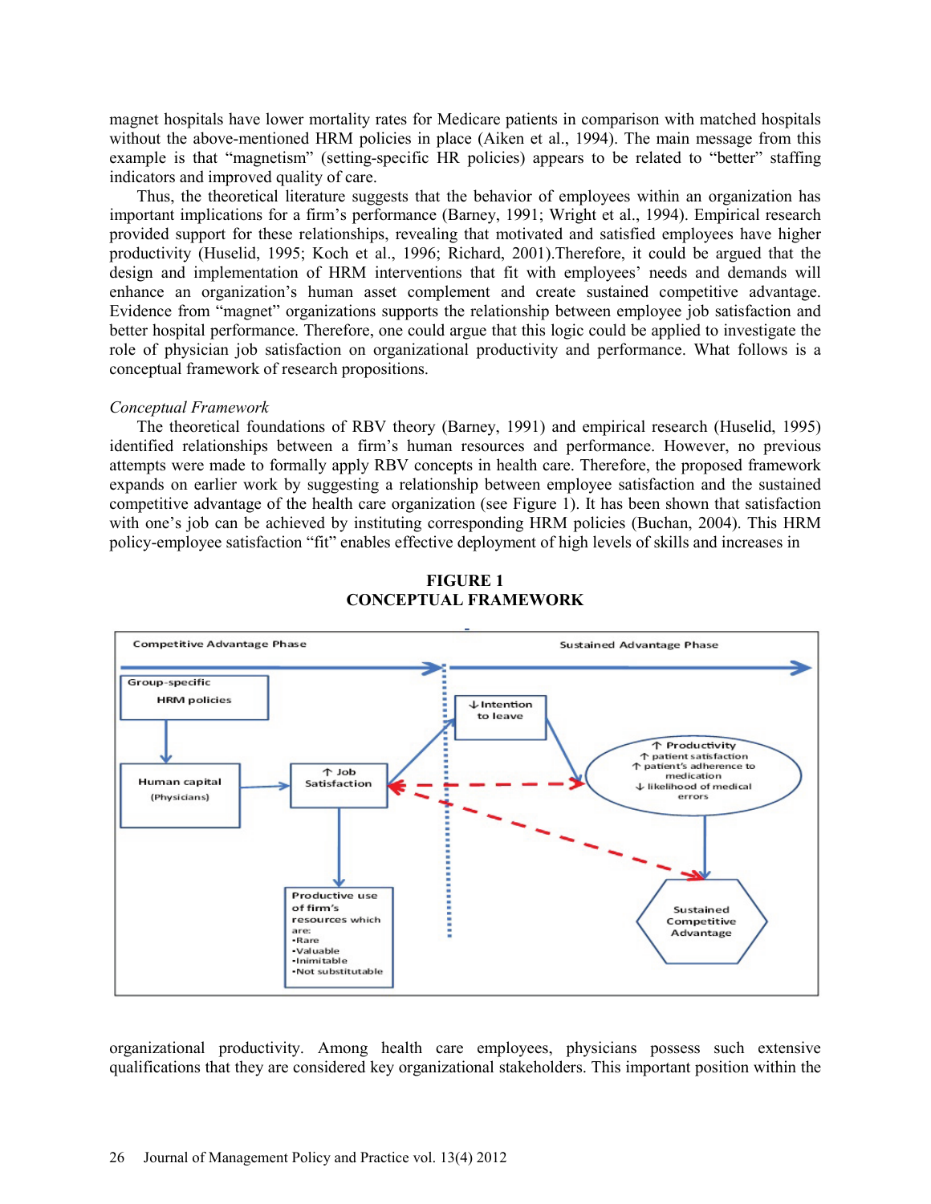magnet hospitals have lower mortality rates for Medicare patients in comparison with matched hospitals without the above-mentioned HRM policies in place (Aiken et al., 1994). The main message from this example is that "magnetism" (setting-specific HR policies) appears to be related to "better" staffing indicators and improved quality of care.

Thus, the theoretical literature suggests that the behavior of employees within an organization has important implications for a firm's performance (Barney, 1991; Wright et al., 1994). Empirical research provided support for these relationships, revealing that motivated and satisfied employees have higher productivity (Huselid, 1995; Koch et al., 1996; Richard, 2001).Therefore, it could be argued that the design and implementation of HRM interventions that fit with employees' needs and demands will enhance an organization's human asset complement and create sustained competitive advantage. Evidence from "magnet" organizations supports the relationship between employee job satisfaction and better hospital performance. Therefore, one could argue that this logic could be applied to investigate the role of physician job satisfaction on organizational productivity and performance. What follows is a conceptual framework of research propositions.

*Conceptual Framework*

The theoretical foundations of RBV theory (Barney, 1991) and empirical research (Huselid, 1995) identified relationships between a firm's human resources and performance. However, no previous attempts were made to formally apply RBV concepts in health care. Therefore, the proposed framework expands on earlier work by suggesting a relationship between employee satisfaction and the sustained competitive advantage of the health care organization (see Figure 1). It has been shown that satisfaction with one's job can be achieved by instituting corresponding HRM policies (Buchan, 2004). This HRM policy-employee satisfaction "fit" enables effective deployment of high levels of skills and increases in

**FIGURE 1**
**CONCEPTUAL FRAMEWORK**

organizational productivity. Among health care employees, physicians possess such extensive qualifications that they are considered key organizational stakeholders. This important position within the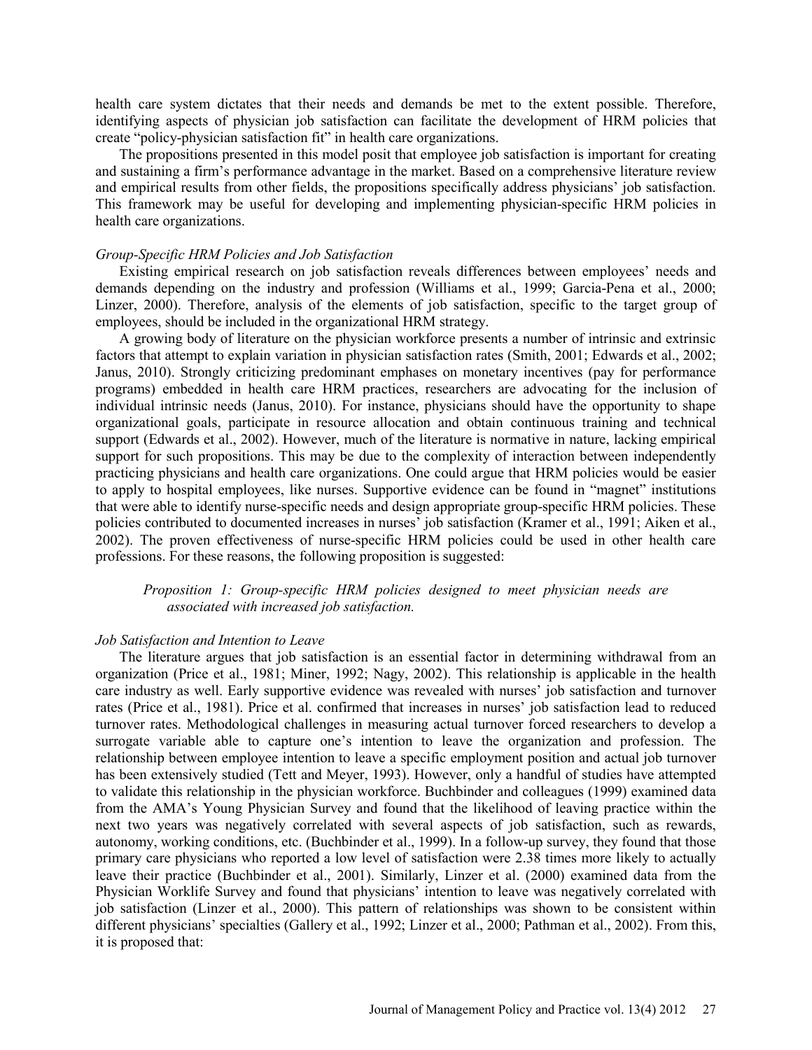health care system dictates that their needs and demands be met to the extent possible. Therefore, identifying aspects of physician job satisfaction can facilitate the development of HRM policies that create "policy-physician satisfaction fit" in health care organizations.

The propositions presented in this model posit that employee job satisfaction is important for creating and sustaining a firm's performance advantage in the market. Based on a comprehensive literature review and empirical results from other fields, the propositions specifically address physicians' job satisfaction. This framework may be useful for developing and implementing physician-specific HRM policies in health care organizations.

*Group-Specific HRM Policies and Job Satisfaction*

Existing empirical research on job satisfaction reveals differences between employees' needs and demands depending on the industry and profession (Williams et al., 1999; Garcia-Pena et al., 2000; Linzer, 2000). Therefore, analysis of the elements of job satisfaction, specific to the target group of employees, should be included in the organizational HRM strategy.

A growing body of literature on the physician workforce presents a number of intrinsic and extrinsic factors that attempt to explain variation in physician satisfaction rates (Smith, 2001; Edwards et al., 2002; Janus, 2010). Strongly criticizing predominant emphases on monetary incentives (pay for performance programs) embedded in health care HRM practices, researchers are advocating for the inclusion of individual intrinsic needs (Janus, 2010). For instance, physicians should have the opportunity to shape organizational goals, participate in resource allocation and obtain continuous training and technical support (Edwards et al., 2002). However, much of the literature is normative in nature, lacking empirical support for such propositions. This may be due to the complexity of interaction between independently practicing physicians and health care organizations. One could argue that HRM policies would be easier to apply to hospital employees, like nurses. Supportive evidence can be found in "magnet" institutions that were able to identify nurse-specific needs and design appropriate group-specific HRM policies. These policies contributed to documented increases in nurses' job satisfaction (Kramer et al., 1991; Aiken et al., 2002). The proven effectiveness of nurse-specific HRM policies could be used in other health care professions. For these reasons, the following proposition is suggested:

> *Proposition 1: Group-specific HRM policies designed to meet physician needs are associated with increased job satisfaction.*

*Job Satisfaction and Intention to Leave*

The literature argues that job satisfaction is an essential factor in determining withdrawal from an organization (Price et al., 1981; Miner, 1992; Nagy, 2002). This relationship is applicable in the health care industry as well. Early supportive evidence was revealed with nurses' job satisfaction and turnover rates (Price et al., 1981). Price et al. confirmed that increases in nurses' job satisfaction lead to reduced turnover rates. Methodological challenges in measuring actual turnover forced researchers to develop a surrogate variable able to capture one's intention to leave the organization and profession. The relationship between employee intention to leave a specific employment position and actual job turnover has been extensively studied (Tett and Meyer, 1993). However, only a handful of studies have attempted to validate this relationship in the physician workforce. Buchbinder and colleagues (1999) examined data from the AMA's Young Physician Survey and found that the likelihood of leaving practice within the next two years was negatively correlated with several aspects of job satisfaction, such as rewards, autonomy, working conditions, etc. (Buchbinder et al., 1999). In a follow-up survey, they found that those primary care physicians who reported a low level of satisfaction were 2.38 times more likely to actually leave their practice (Buchbinder et al., 2001). Similarly, Linzer et al. (2000) examined data from the Physician Worklife Survey and found that physicians' intention to leave was negatively correlated with job satisfaction (Linzer et al., 2000). This pattern of relationships was shown to be consistent within different physicians' specialties (Gallery et al., 1992; Linzer et al., 2000; Pathman et al., 2002). From this, it is proposed that: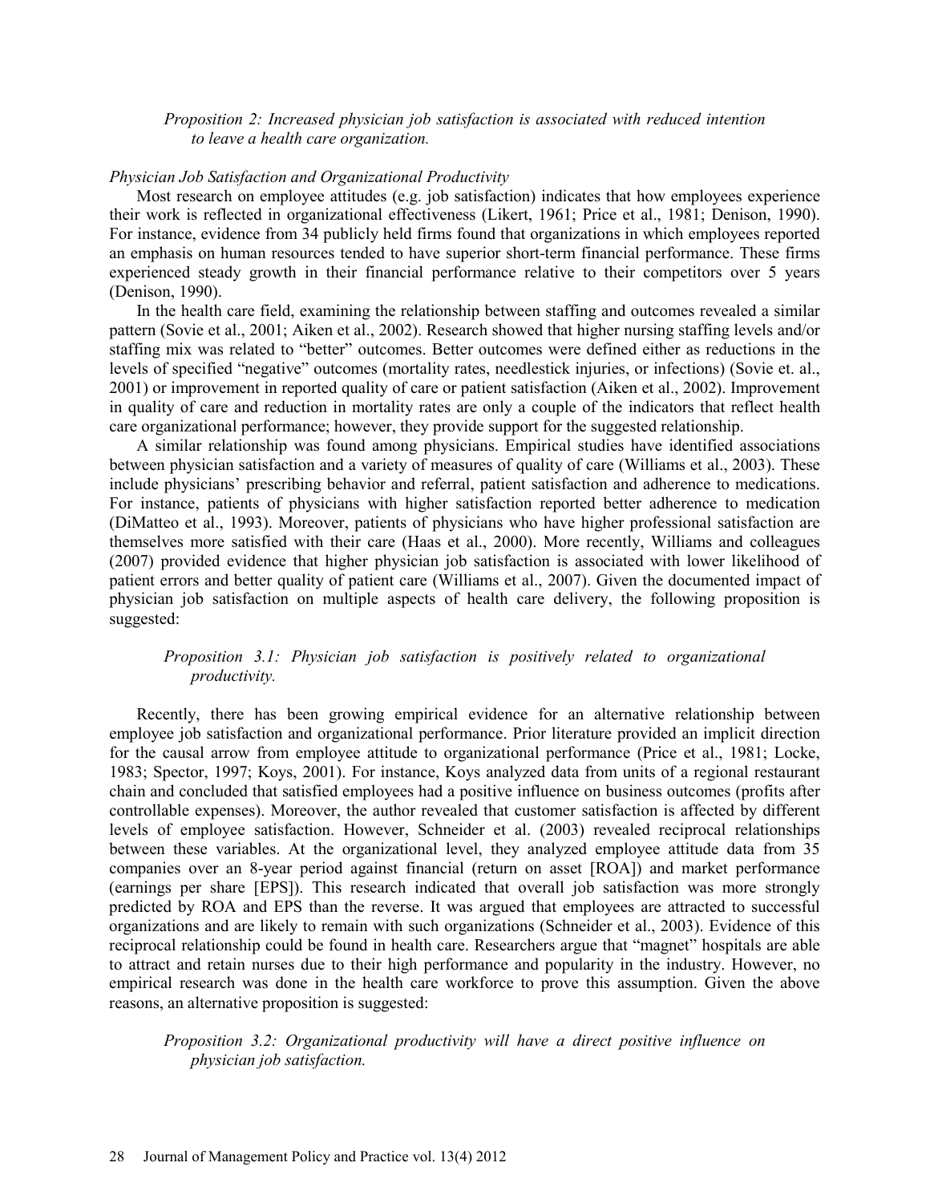*Proposition 2: Increased physician job satisfaction is associated with reduced intention to leave a health care organization.*

### *Physician Job Satisfaction and Organizational Productivity*

Most research on employee attitudes (e.g. job satisfaction) indicates that how employees experience their work is reflected in organizational effectiveness (Likert, 1961; Price et al., 1981; Denison, 1990). For instance, evidence from 34 publicly held firms found that organizations in which employees reported an emphasis on human resources tended to have superior short-term financial performance. These firms experienced steady growth in their financial performance relative to their competitors over 5 years (Denison, 1990).

In the health care field, examining the relationship between staffing and outcomes revealed a similar pattern (Sovie et al., 2001; Aiken et al., 2002). Research showed that higher nursing staffing levels and/or staffing mix was related to "better" outcomes. Better outcomes were defined either as reductions in the levels of specified "negative" outcomes (mortality rates, needlestick injuries, or infections) (Sovie et. al., 2001) or improvement in reported quality of care or patient satisfaction (Aiken et al., 2002). Improvement in quality of care and reduction in mortality rates are only a couple of the indicators that reflect health care organizational performance; however, they provide support for the suggested relationship.

A similar relationship was found among physicians. Empirical studies have identified associations between physician satisfaction and a variety of measures of quality of care (Williams et al., 2003). These include physicians' prescribing behavior and referral, patient satisfaction and adherence to medications. For instance, patients of physicians with higher satisfaction reported better adherence to medication (DiMatteo et al., 1993). Moreover, patients of physicians who have higher professional satisfaction are themselves more satisfied with their care (Haas et al., 2000). More recently, Williams and colleagues (2007) provided evidence that higher physician job satisfaction is associated with lower likelihood of patient errors and better quality of patient care (Williams et al., 2007). Given the documented impact of physician job satisfaction on multiple aspects of health care delivery, the following proposition is suggested:

*Proposition 3.1: Physician job satisfaction is positively related to organizational productivity.*

Recently, there has been growing empirical evidence for an alternative relationship between employee job satisfaction and organizational performance. Prior literature provided an implicit direction for the causal arrow from employee attitude to organizational performance (Price et al., 1981; Locke, 1983; Spector, 1997; Koys, 2001). For instance, Koys analyzed data from units of a regional restaurant chain and concluded that satisfied employees had a positive influence on business outcomes (profits after controllable expenses). Moreover, the author revealed that customer satisfaction is affected by different levels of employee satisfaction. However, Schneider et al. (2003) revealed reciprocal relationships between these variables. At the organizational level, they analyzed employee attitude data from 35 companies over an 8-year period against financial (return on asset [ROA]) and market performance (earnings per share [EPS]). This research indicated that overall job satisfaction was more strongly predicted by ROA and EPS than the reverse. It was argued that employees are attracted to successful organizations and are likely to remain with such organizations (Schneider et al., 2003). Evidence of this reciprocal relationship could be found in health care. Researchers argue that "magnet" hospitals are able to attract and retain nurses due to their high performance and popularity in the industry. However, no empirical research was done in the health care workforce to prove this assumption. Given the above reasons, an alternative proposition is suggested:

*Proposition 3.2: Organizational productivity will have a direct positive influence on physician job satisfaction.*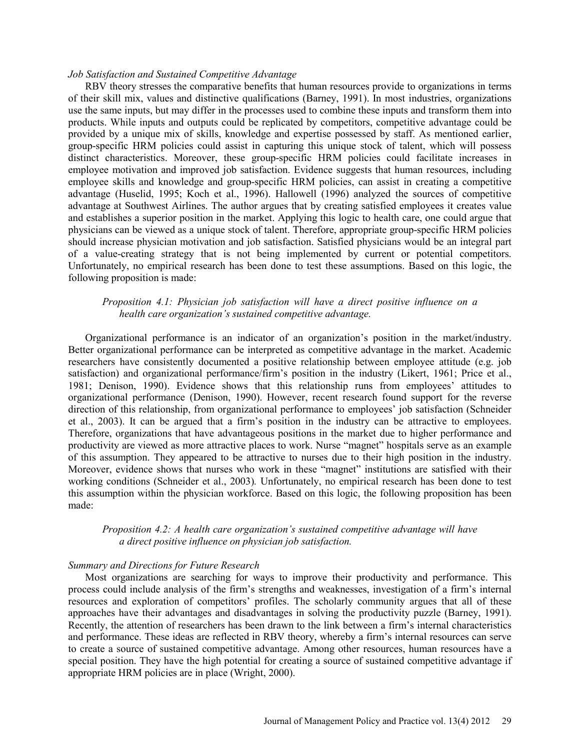*Job Satisfaction and Sustained Competitive Advantage*

RBV theory stresses the comparative benefits that human resources provide to organizations in terms of their skill mix, values and distinctive qualifications (Barney, 1991). In most industries, organizations use the same inputs, but may differ in the processes used to combine these inputs and transform them into products. While inputs and outputs could be replicated by competitors, competitive advantage could be provided by a unique mix of skills, knowledge and expertise possessed by staff. As mentioned earlier, group-specific HRM policies could assist in capturing this unique stock of talent, which will possess distinct characteristics. Moreover, these group-specific HRM policies could facilitate increases in employee motivation and improved job satisfaction. Evidence suggests that human resources, including employee skills and knowledge and group-specific HRM policies, can assist in creating a competitive advantage (Huselid, 1995; Koch et al., 1996). Hallowell (1996) analyzed the sources of competitive advantage at Southwest Airlines. The author argues that by creating satisfied employees it creates value and establishes a superior position in the market. Applying this logic to health care, one could argue that physicians can be viewed as a unique stock of talent. Therefore, appropriate group-specific HRM policies should increase physician motivation and job satisfaction. Satisfied physicians would be an integral part of a value-creating strategy that is not being implemented by current or potential competitors. Unfortunately, no empirical research has been done to test these assumptions. Based on this logic, the following proposition is made:

> *Proposition 4.1: Physician job satisfaction will have a direct positive influence on a health care organization's sustained competitive advantage.*

Organizational performance is an indicator of an organization's position in the market/industry. Better organizational performance can be interpreted as competitive advantage in the market. Academic researchers have consistently documented a positive relationship between employee attitude (e.g. job satisfaction) and organizational performance/firm's position in the industry (Likert, 1961; Price et al., 1981; Denison, 1990). Evidence shows that this relationship runs from employees' attitudes to organizational performance (Denison, 1990). However, recent research found support for the reverse direction of this relationship, from organizational performance to employees' job satisfaction (Schneider et al., 2003). It can be argued that a firm's position in the industry can be attractive to employees. Therefore, organizations that have advantageous positions in the market due to higher performance and productivity are viewed as more attractive places to work. Nurse "magnet" hospitals serve as an example of this assumption. They appeared to be attractive to nurses due to their high position in the industry. Moreover, evidence shows that nurses who work in these "magnet" institutions are satisfied with their working conditions (Schneider et al., 2003). Unfortunately, no empirical research has been done to test this assumption within the physician workforce. Based on this logic, the following proposition has been made:

> *Proposition 4.2: A health care organization's sustained competitive advantage will have a direct positive influence on physician job satisfaction.*

*Summary and Directions for Future Research*

Most organizations are searching for ways to improve their productivity and performance. This process could include analysis of the firm's strengths and weaknesses, investigation of a firm's internal resources and exploration of competitors' profiles. The scholarly community argues that all of these approaches have their advantages and disadvantages in solving the productivity puzzle (Barney, 1991). Recently, the attention of researchers has been drawn to the link between a firm's internal characteristics and performance. These ideas are reflected in RBV theory, whereby a firm's internal resources can serve to create a source of sustained competitive advantage. Among other resources, human resources have a special position. They have the high potential for creating a source of sustained competitive advantage if appropriate HRM policies are in place (Wright, 2000).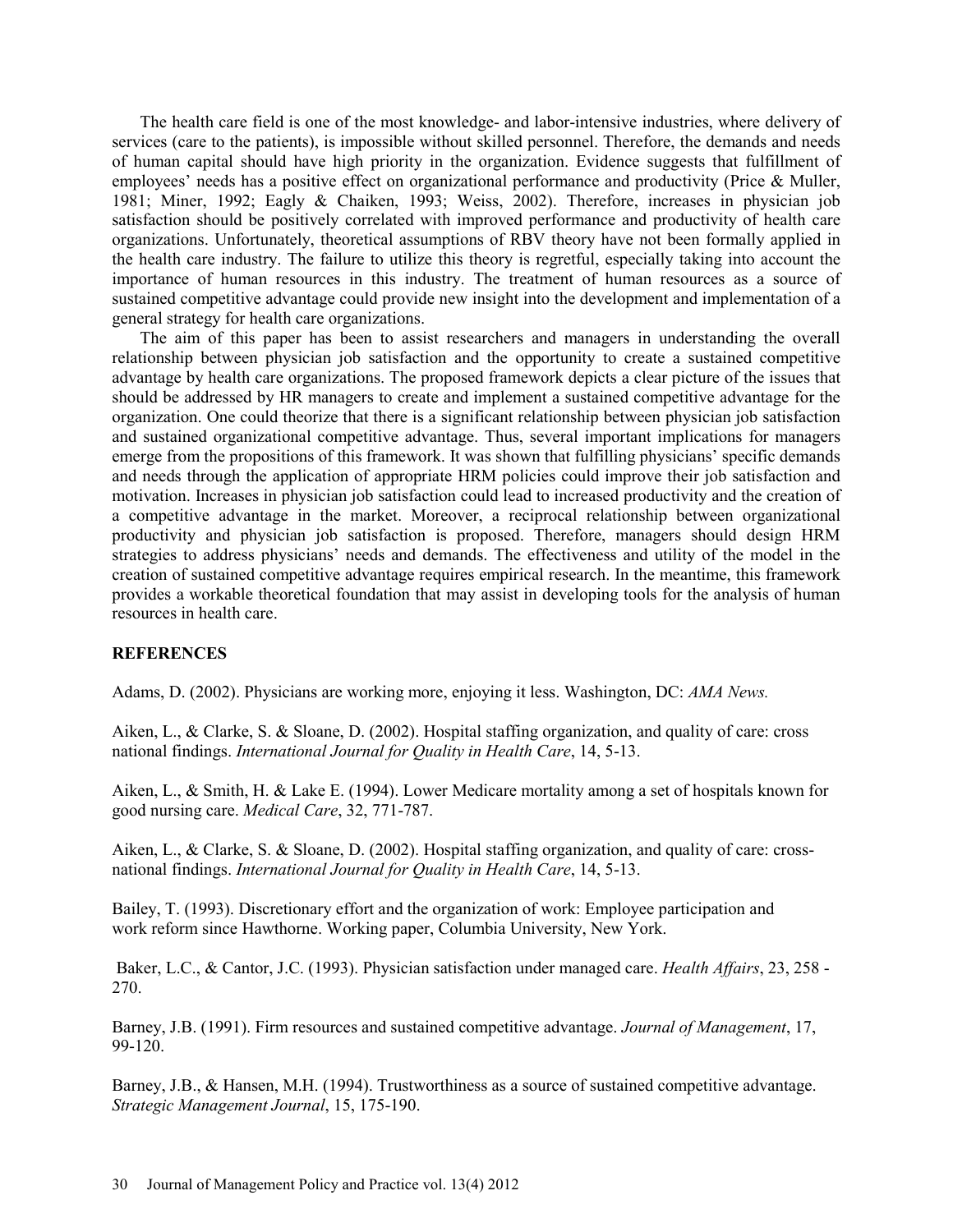The health care field is one of the most knowledge- and labor-intensive industries, where delivery of services (care to the patients), is impossible without skilled personnel. Therefore, the demands and needs of human capital should have high priority in the organization. Evidence suggests that fulfillment of employees' needs has a positive effect on organizational performance and productivity (Price & Muller, 1981; Miner, 1992; Eagly & Chaiken, 1993; Weiss, 2002). Therefore, increases in physician job satisfaction should be positively correlated with improved performance and productivity of health care organizations. Unfortunately, theoretical assumptions of RBV theory have not been formally applied in the health care industry. The failure to utilize this theory is regretful, especially taking into account the importance of human resources in this industry. The treatment of human resources as a source of sustained competitive advantage could provide new insight into the development and implementation of a general strategy for health care organizations.

The aim of this paper has been to assist researchers and managers in understanding the overall relationship between physician job satisfaction and the opportunity to create a sustained competitive advantage by health care organizations. The proposed framework depicts a clear picture of the issues that should be addressed by HR managers to create and implement a sustained competitive advantage for the organization. One could theorize that there is a significant relationship between physician job satisfaction and sustained organizational competitive advantage. Thus, several important implications for managers emerge from the propositions of this framework. It was shown that fulfilling physicians' specific demands and needs through the application of appropriate HRM policies could improve their job satisfaction and motivation. Increases in physician job satisfaction could lead to increased productivity and the creation of a competitive advantage in the market. Moreover, a reciprocal relationship between organizational productivity and physician job satisfaction is proposed. Therefore, managers should design HRM strategies to address physicians' needs and demands. The effectiveness and utility of the model in the creation of sustained competitive advantage requires empirical research. In the meantime, this framework provides a workable theoretical foundation that may assist in developing tools for the analysis of human resources in health care.

## REFERENCES

Adams, D. (2002). Physicians are working more, enjoying it less. Washington, DC: *AMA News.*

Aiken, L., & Clarke, S. & Sloane, D. (2002). Hospital staffing organization, and quality of care: cross national findings. *International Journal for Quality in Health Care*, 14, 5-13.

Aiken, L., & Smith, H. & Lake E. (1994). Lower Medicare mortality among a set of hospitals known for good nursing care. *Medical Care*, 32, 771-787.

Aiken, L., & Clarke, S. & Sloane, D. (2002). Hospital staffing organization, and quality of care: cross-national findings. *International Journal for Quality in Health Care*, 14, 5-13.

Bailey, T. (1993). Discretionary effort and the organization of work: Employee participation and work reform since Hawthorne. Working paper, Columbia University, New York.

Baker, L.C., & Cantor, J.C. (1993). Physician satisfaction under managed care. *Health Affairs*, 23, 258 - 270.

Barney, J.B. (1991). Firm resources and sustained competitive advantage. *Journal of Management*, 17, 99-120.

Barney, J.B., & Hansen, M.H. (1994). Trustworthiness as a source of sustained competitive advantage. *Strategic Management Journal*, 15, 175-190.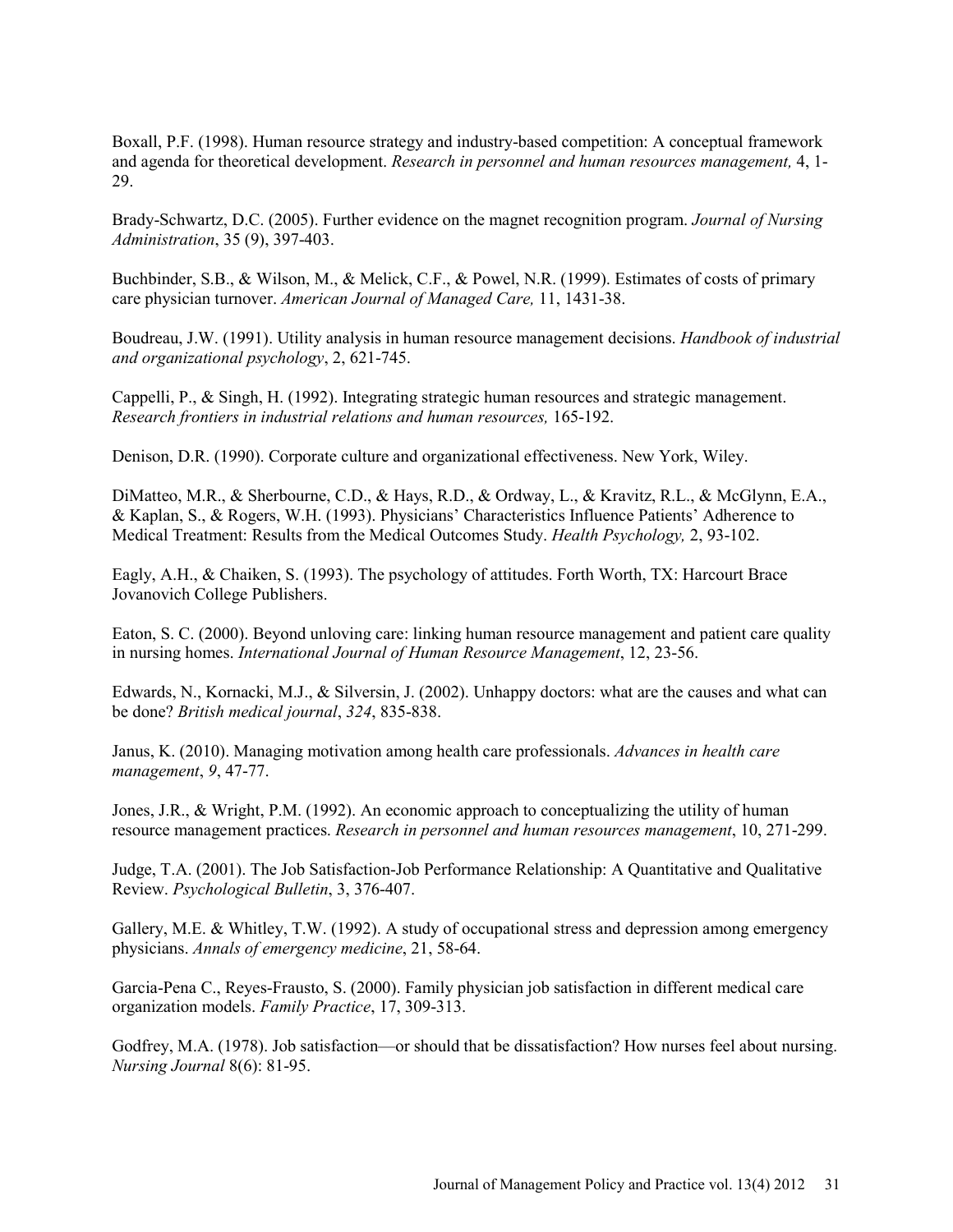Boxall, P.F. (1998). Human resource strategy and industry-based competition: A conceptual framework and agenda for theoretical development. *Research in personnel and human resources management,* 4, 1-29.

Brady-Schwartz, D.C. (2005). Further evidence on the magnet recognition program. *Journal of Nursing Administration*, 35 (9), 397-403.

Buchbinder, S.B., & Wilson, M., & Melick, C.F., & Powel, N.R. (1999). Estimates of costs of primary care physician turnover. *American Journal of Managed Care,* 11, 1431-38.

Boudreau, J.W. (1991). Utility analysis in human resource management decisions. *Handbook of industrial and organizational psychology*, 2, 621-745.

Cappelli, P., & Singh, H. (1992). Integrating strategic human resources and strategic management. *Research frontiers in industrial relations and human resources,* 165-192.

Denison, D.R. (1990). Corporate culture and organizational effectiveness. New York, Wiley.

DiMatteo, M.R., & Sherbourne, C.D., & Hays, R.D., & Ordway, L., & Kravitz, R.L., & McGlynn, E.A., & Kaplan, S., & Rogers, W.H. (1993). Physicians' Characteristics Influence Patients' Adherence to Medical Treatment: Results from the Medical Outcomes Study. *Health Psychology,* 2, 93-102.

Eagly, A.H., & Chaiken, S. (1993). The psychology of attitudes. Forth Worth, TX: Harcourt Brace Jovanovich College Publishers.

Eaton, S. C. (2000). Beyond unloving care: linking human resource management and patient care quality in nursing homes. *International Journal of Human Resource Management*, 12, 23-56.

Edwards, N., Kornacki, M.J., & Silversin, J. (2002). Unhappy doctors: what are the causes and what can be done? *British medical journal*, *324*, 835-838.

Janus, K. (2010). Managing motivation among health care professionals. *Advances in health care management*, *9*, 47-77.

Jones, J.R., & Wright, P.M. (1992). An economic approach to conceptualizing the utility of human resource management practices. *Research in personnel and human resources management*, 10, 271-299.

Judge, T.A. (2001). The Job Satisfaction-Job Performance Relationship: A Quantitative and Qualitative Review. *Psychological Bulletin*, 3, 376-407.

Gallery, M.E. & Whitley, T.W. (1992). A study of occupational stress and depression among emergency physicians. *Annals of emergency medicine*, 21, 58-64.

Garcia-Pena C., Reyes-Frausto, S. (2000). Family physician job satisfaction in different medical care organization models. *Family Practice*, 17, 309-313.

Godfrey, M.A. (1978). Job satisfaction—or should that be dissatisfaction? How nurses feel about nursing. *Nursing Journal* 8(6): 81-95.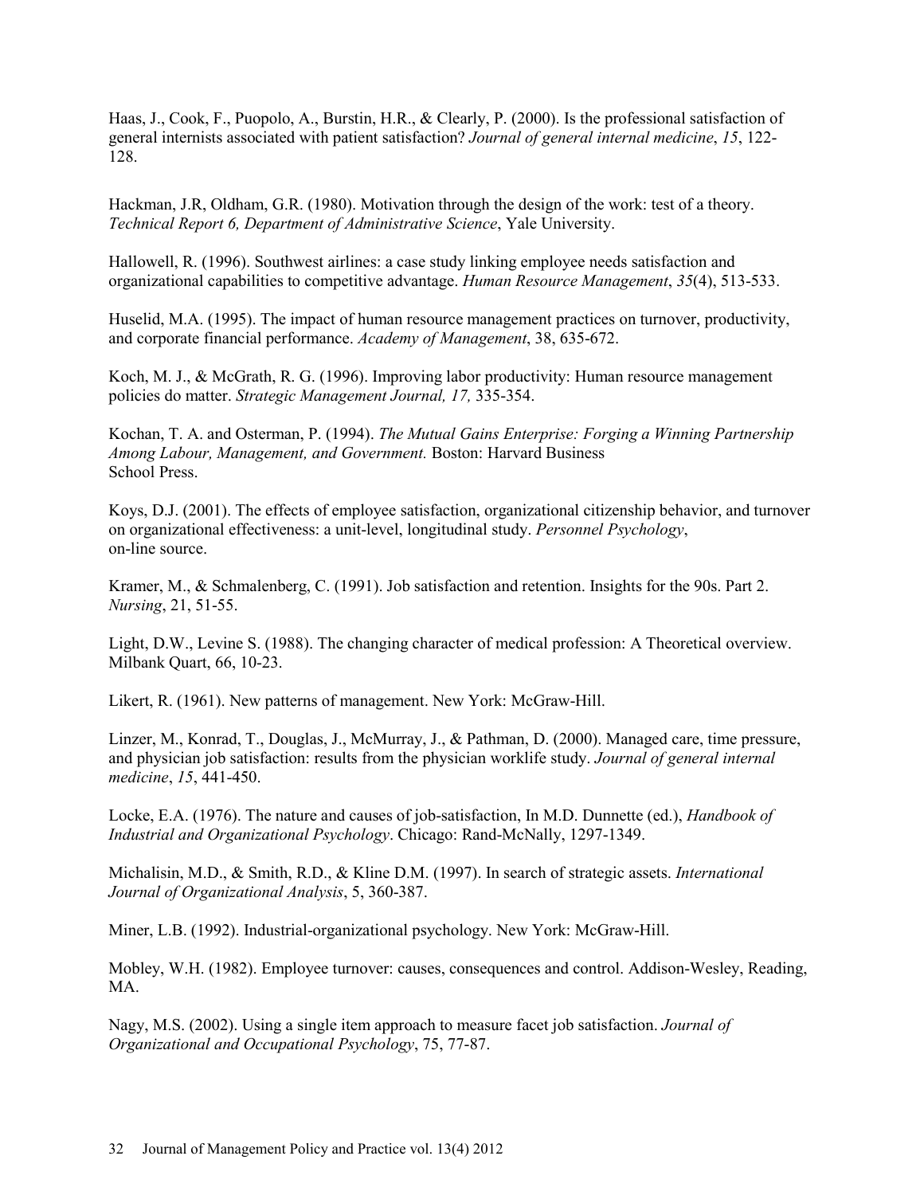Haas, J., Cook, F., Puopolo, A., Burstin, H.R., & Clearly, P. (2000). Is the professional satisfaction of general internists associated with patient satisfaction? *Journal of general internal medicine*, *15*, 122-128.

Hackman, J.R, Oldham, G.R. (1980). Motivation through the design of the work: test of a theory. *Technical Report 6, Department of Administrative Science*, Yale University.

Hallowell, R. (1996). Southwest airlines: a case study linking employee needs satisfaction and organizational capabilities to competitive advantage. *Human Resource Management*, *35*(4), 513-533.

Huselid, M.A. (1995). The impact of human resource management practices on turnover, productivity, and corporate financial performance. *Academy of Management*, 38, 635-672.

Koch, M. J., & McGrath, R. G. (1996). Improving labor productivity: Human resource management policies do matter. *Strategic Management Journal, 17,* 335-354.

Kochan, T. A. and Osterman, P. (1994). *The Mutual Gains Enterprise: Forging a Winning Partnership Among Labour, Management, and Government.* Boston: Harvard Business School Press.

Koys, D.J. (2001). The effects of employee satisfaction, organizational citizenship behavior, and turnover on organizational effectiveness: a unit-level, longitudinal study. *Personnel Psychology*, on-line source.

Kramer, M., & Schmalenberg, C. (1991). Job satisfaction and retention. Insights for the 90s. Part 2. *Nursing*, 21, 51-55.

Light, D.W., Levine S. (1988). The changing character of medical profession: A Theoretical overview. Milbank Quart, 66, 10-23.

Likert, R. (1961). New patterns of management. New York: McGraw-Hill.

Linzer, M., Konrad, T., Douglas, J., McMurray, J., & Pathman, D. (2000). Managed care, time pressure, and physician job satisfaction: results from the physician worklife study. *Journal of general internal medicine*, *15*, 441-450.

Locke, E.A. (1976). The nature and causes of job-satisfaction, In M.D. Dunnette (ed.), *Handbook of Industrial and Organizational Psychology*. Chicago: Rand-McNally, 1297-1349.

Michalisin, M.D., & Smith, R.D., & Kline D.M. (1997). In search of strategic assets. *International Journal of Organizational Analysis*, 5, 360-387.

Miner, L.B. (1992). Industrial-organizational psychology. New York: McGraw-Hill.

Mobley, W.H. (1982). Employee turnover: causes, consequences and control. Addison-Wesley, Reading, MA.

Nagy, M.S. (2002). Using a single item approach to measure facet job satisfaction. *Journal of Organizational and Occupational Psychology*, 75, 77-87.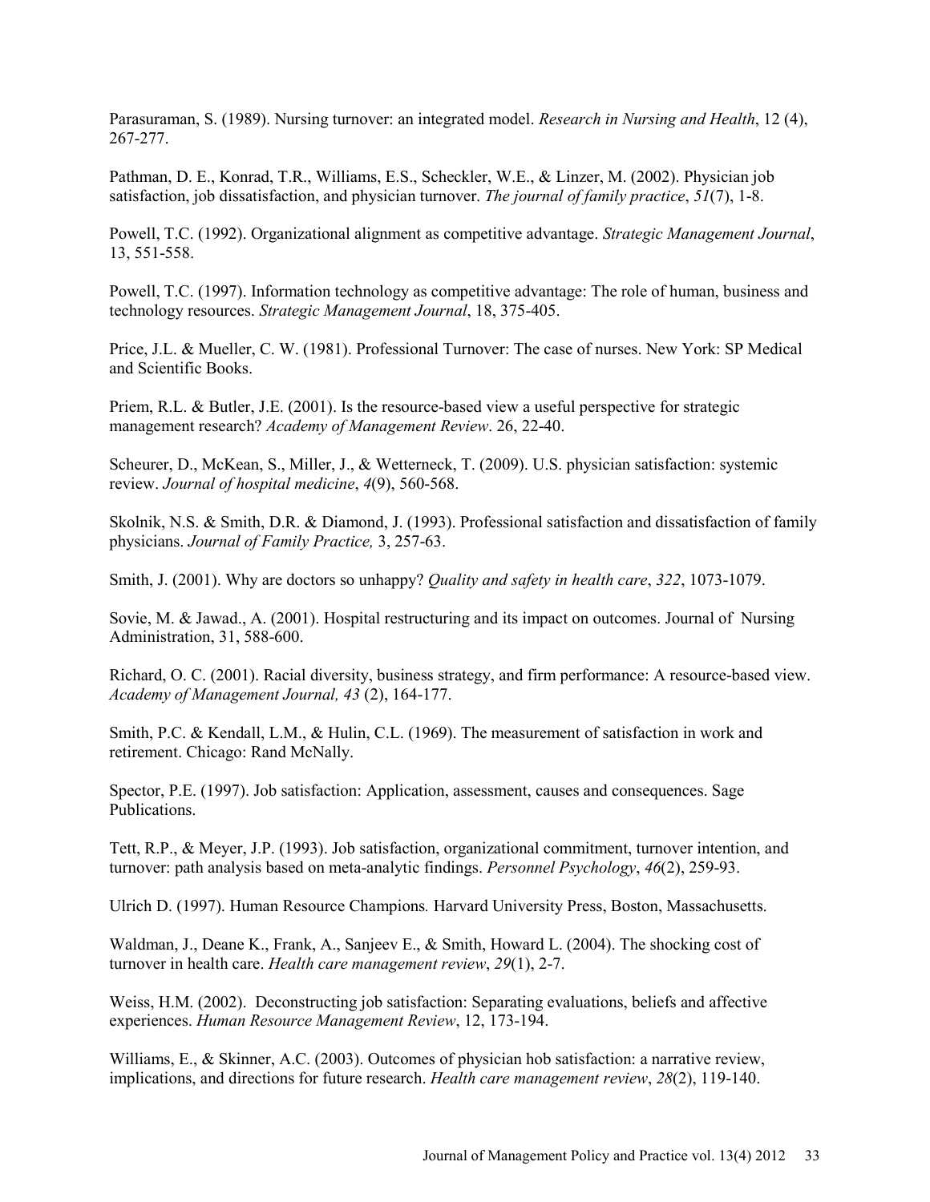Parasuraman, S. (1989). Nursing turnover: an integrated model. *Research in Nursing and Health*, 12 (4), 267-277.

Pathman, D. E., Konrad, T.R., Williams, E.S., Scheckler, W.E., & Linzer, M. (2002). Physician job satisfaction, job dissatisfaction, and physician turnover. *The journal of family practice*, *51*(7), 1-8.

Powell, T.C. (1992). Organizational alignment as competitive advantage. *Strategic Management Journal*, 13, 551-558.

Powell, T.C. (1997). Information technology as competitive advantage: The role of human, business and technology resources. *Strategic Management Journal*, 18, 375-405.

Price, J.L. & Mueller, C. W. (1981). Professional Turnover: The case of nurses. New York: SP Medical and Scientific Books.

Priem, R.L. & Butler, J.E. (2001). Is the resource-based view a useful perspective for strategic management research? *Academy of Management Review*. 26, 22-40.

Scheurer, D., McKean, S., Miller, J., & Wetterneck, T. (2009). U.S. physician satisfaction: systemic review. *Journal of hospital medicine*, *4*(9), 560-568.

Skolnik, N.S. & Smith, D.R. & Diamond, J. (1993). Professional satisfaction and dissatisfaction of family physicians. *Journal of Family Practice,* 3, 257-63.

Smith, J. (2001). Why are doctors so unhappy? *Quality and safety in health care*, *322*, 1073-1079.

Sovie, M. & Jawad., A. (2001). Hospital restructuring and its impact on outcomes. Journal of Nursing Administration, 31, 588-600.

Richard, O. C. (2001). Racial diversity, business strategy, and firm performance: A resource-based view. *Academy of Management Journal, 43* (2), 164-177.

Smith, P.C. & Kendall, L.M., & Hulin, C.L. (1969). The measurement of satisfaction in work and retirement. Chicago: Rand McNally.

Spector, P.E. (1997). Job satisfaction: Application, assessment, causes and consequences. Sage Publications.

Tett, R.P., & Meyer, J.P. (1993). Job satisfaction, organizational commitment, turnover intention, and turnover: path analysis based on meta-analytic findings. *Personnel Psychology*, *46*(2), 259-93.

Ulrich D. (1997). Human Resource Champions*.* Harvard University Press, Boston, Massachusetts.

Waldman, J., Deane K., Frank, A., Sanjeev E., & Smith, Howard L. (2004). The shocking cost of turnover in health care. *Health care management review*, *29*(1), 2-7.

Weiss, H.M. (2002). Deconstructing job satisfaction: Separating evaluations, beliefs and affective experiences. *Human Resource Management Review*, 12, 173-194.

Williams, E., & Skinner, A.C. (2003). Outcomes of physician hob satisfaction: a narrative review, implications, and directions for future research. *Health care management review*, *28*(2), 119-140.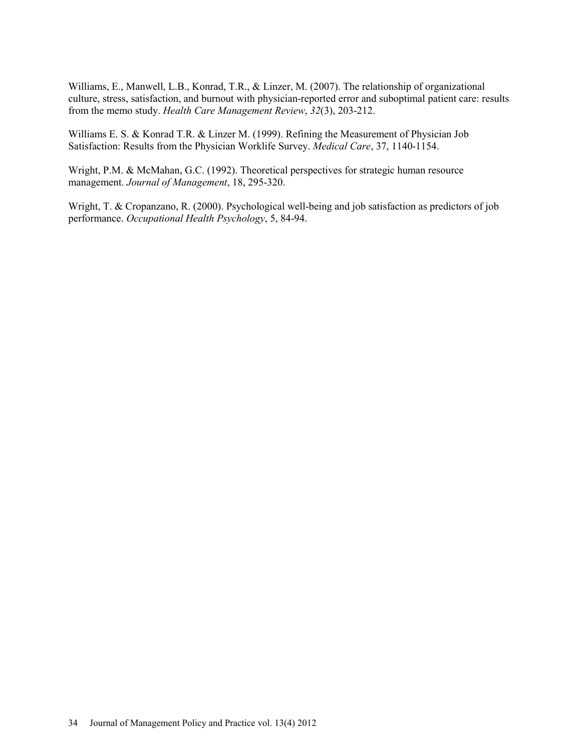Williams, E., Manwell, L.B., Konrad, T.R., & Linzer, M. (2007). The relationship of organizational culture, stress, satisfaction, and burnout with physician-reported error and suboptimal patient care: results from the memo study. *Health Care Management Review*, *32*(3), 203-212.

Williams E. S. & Konrad T.R. & Linzer M. (1999). Refining the Measurement of Physician Job Satisfaction: Results from the Physician Worklife Survey. *Medical Care*, 37, 1140-1154.

Wright, P.M. & McMahan, G.C. (1992). Theoretical perspectives for strategic human resource management. *Journal of Management*, 18, 295-320.

Wright, T. & Cropanzano, R. (2000). Psychological well-being and job satisfaction as predictors of job performance. *Occupational Health Psychology*, 5, 84-94.